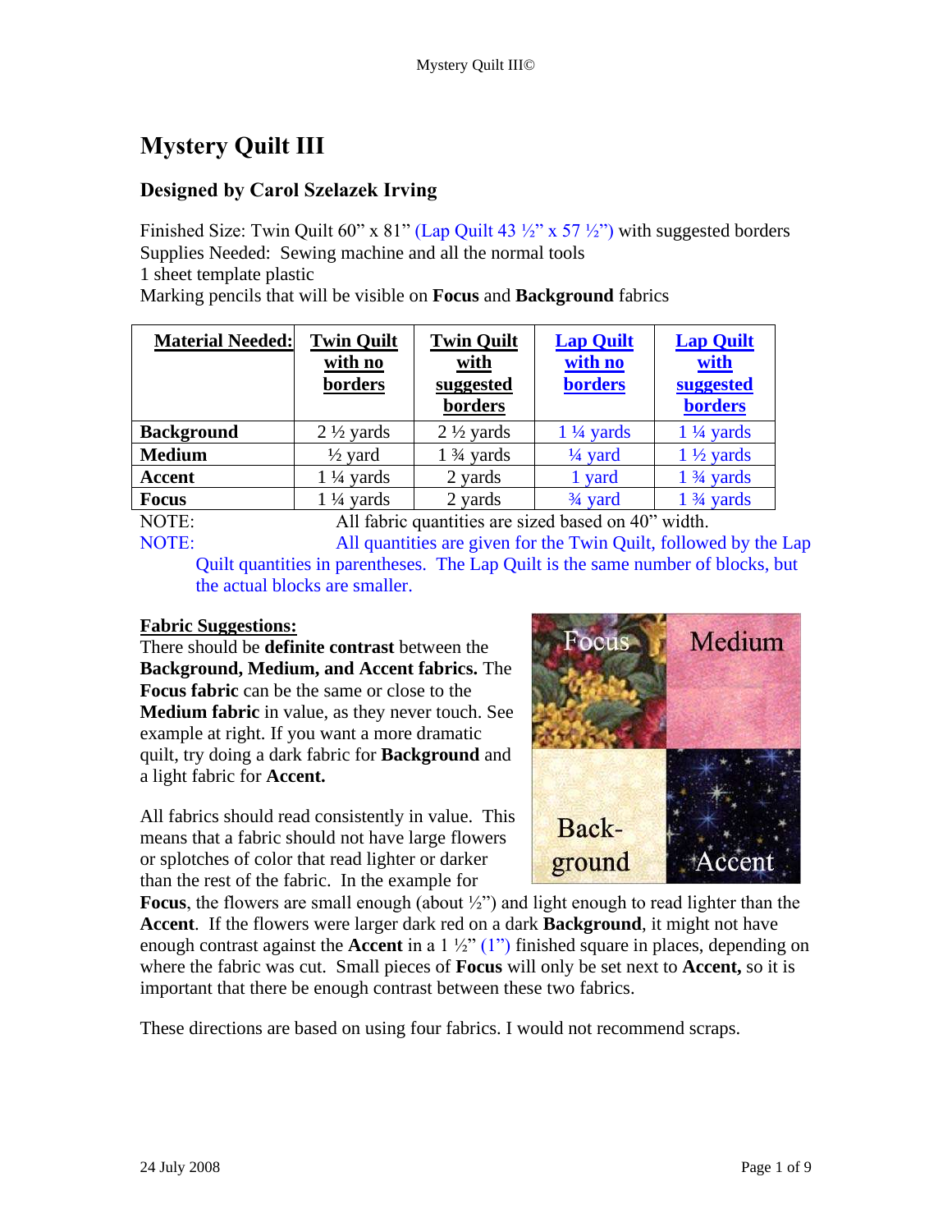# Mystery Quilt III

## Designed by Carol Szelazek Irving

Finished Size: Twin Quilt 60" x 81" (Lap Quilt 43 ½" x 57 ½") with suggested borders
Supplies Needed: Sewing machine and all the normal tools
1 sheet template plastic
Marking pencils that will be visible on **Focus** and **Background** fabrics

| **Material Needed:** | **Twin Quilt with no borders** | **Twin Quilt with suggested borders** | **Lap Quilt with no borders** | **Lap Quilt with suggested borders** |
|---|---|---|---|---|
| **Background** | 2 ½ yards | 2 ½ yards | 1 ¼ yards | 1 ¼ yards |
| **Medium** | ½ yard | 1 ¾ yards | ¼ yard | 1 ½ yards |
| **Accent** | 1 ¼ yards | 2 yards | 1 yard | 1 ¾ yards |
| **Focus** | 1 ¼ yards | 2 yards | ¾ yard | 1 ¾ yards |

NOTE: All fabric quantities are sized based on 40" width.

NOTE: All quantities are given for the Twin Quilt, followed by the Lap Quilt quantities in parentheses. The Lap Quilt is the same number of blocks, but the actual blocks are smaller.

**Fabric Suggestions:**

There should be **definite contrast** between the **Background, Medium, and Accent fabrics.** The **Focus fabric** can be the same or close to the **Medium fabric** in value, as they never touch. See example at right. If you want a more dramatic quilt, try doing a dark fabric for **Background** and a light fabric for **Accent.**

Focus | Medium | Back-ground | Accent

All fabrics should read consistently in value. This means that a fabric should not have large flowers or splotches of color that read lighter or darker than the rest of the fabric. In the example for **Focus**, the flowers are small enough (about ½") and light enough to read lighter than the **Accent**. If the flowers were larger dark red on a dark **Background**, it might not have enough contrast against the **Accent** in a 1 ½" (1") finished square in places, depending on where the fabric was cut. Small pieces of **Focus** will only be set next to **Accent,** so it is important that there be enough contrast between these two fabrics.

These directions are based on using four fabrics. I would not recommend scraps.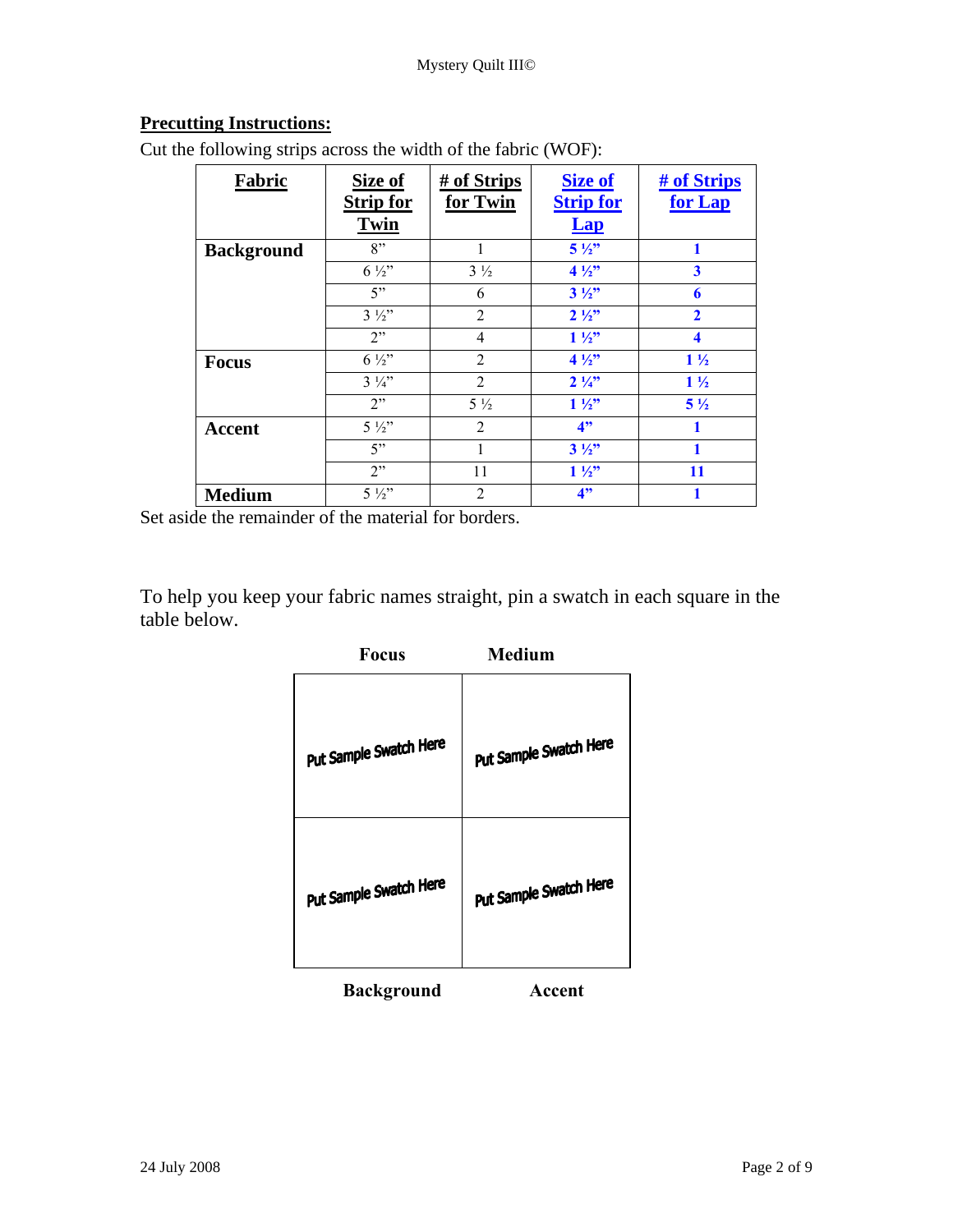## Precutting Instructions:

Cut the following strips across the width of the fabric (WOF):

| Fabric | Size of Strip for Twin | # of Strips for Twin | Size of Strip for Lap | # of Strips for Lap |
|---|---|---|---|---|
| **Background** | 8” | 1 | **5 ½”** | **1** |
| | 6 ½” | 3 ½ | **4 ½”** | **3** |
| | 5” | 6 | **3 ½”** | **6** |
| | 3 ½” | 2 | **2 ½”** | **2** |
| | 2” | 4 | **1 ½”** | **4** |
| **Focus** | 6 ½” | 2 | **4 ½”** | **1 ½** |
| | 3 ¼” | 2 | **2 ¼”** | **1 ½** |
| | 2” | 5 ½ | **1 ½”** | **5 ½** |
| **Accent** | 5 ½” | 2 | **4”** | **1** |
| | 5” | 1 | **3 ½”** | **1** |
| | 2” | 11 | **1 ½”** | **11** |
| **Medium** | 5 ½” | 2 | **4”** | **1** |

Set aside the remainder of the material for borders.

To help you keep your fabric names straight, pin a swatch in each square in the table below.

| **Focus** | **Medium** |
|---|---|
| Put Sample Swatch Here | Put Sample Swatch Here |
| Put Sample Swatch Here | Put Sample Swatch Here |
| **Background** | **Accent** |